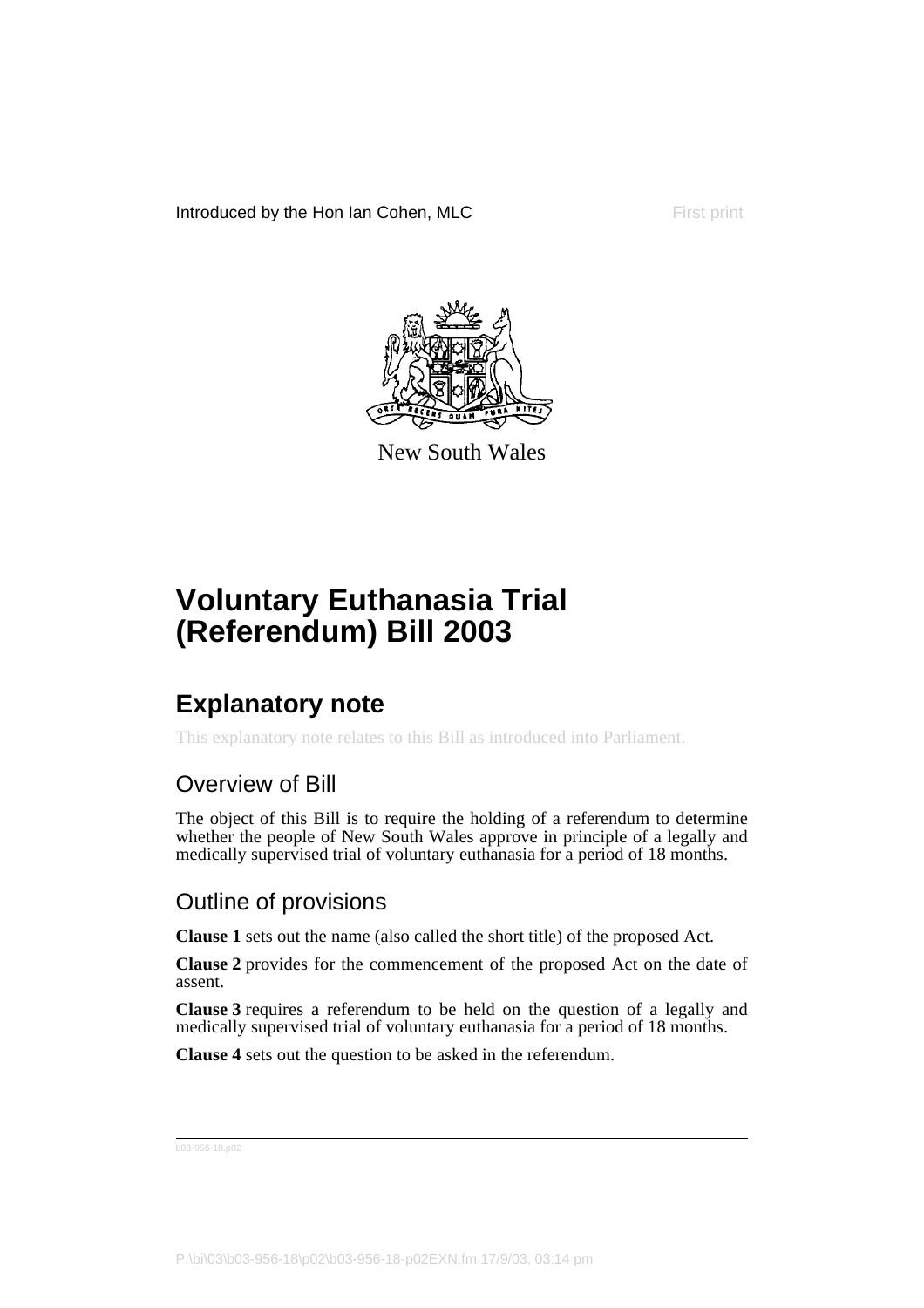Introduced by the Hon Ian Cohen, MLC

First print

New South Wales

# Voluntary Euthanasia Trial (Referendum) Bill 2003

## Explanatory note

This explanatory note relates to this Bill as introduced into Parliament.

### Overview of Bill

The object of this Bill is to require the holding of a referendum to determine whether the people of New South Wales approve in principle of a legally and medically supervised trial of voluntary euthanasia for a period of 18 months.

### Outline of provisions

**Clause 1** sets out the name (also called the short title) of the proposed Act.

**Clause 2** provides for the commencement of the proposed Act on the date of assent.

**Clause 3** requires a referendum to be held on the question of a legally and medically supervised trial of voluntary euthanasia for a period of 18 months.

**Clause 4** sets out the question to be asked in the referendum.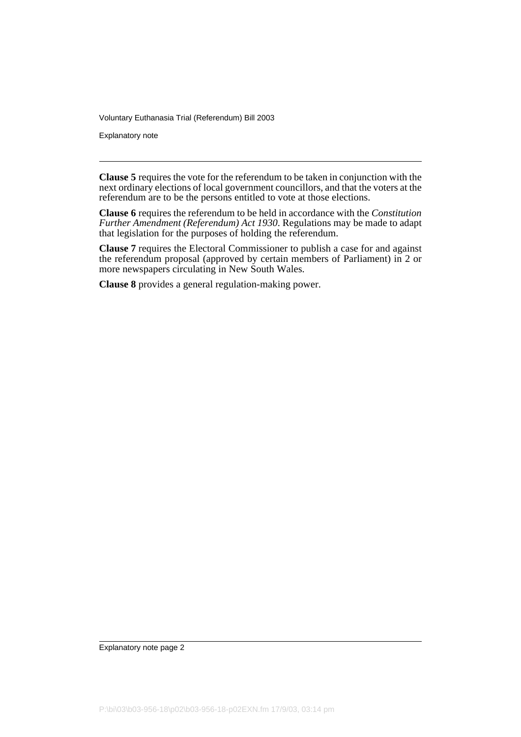**Clause 5** requires the vote for the referendum to be taken in conjunction with the next ordinary elections of local government councillors, and that the voters at the referendum are to be the persons entitled to vote at those elections.

**Clause 6** requires the referendum to be held in accordance with the *Constitution Further Amendment (Referendum) Act 1930*. Regulations may be made to adapt that legislation for the purposes of holding the referendum.

**Clause 7** requires the Electoral Commissioner to publish a case for and against the referendum proposal (approved by certain members of Parliament) in 2 or more newspapers circulating in New South Wales.

**Clause 8** provides a general regulation-making power.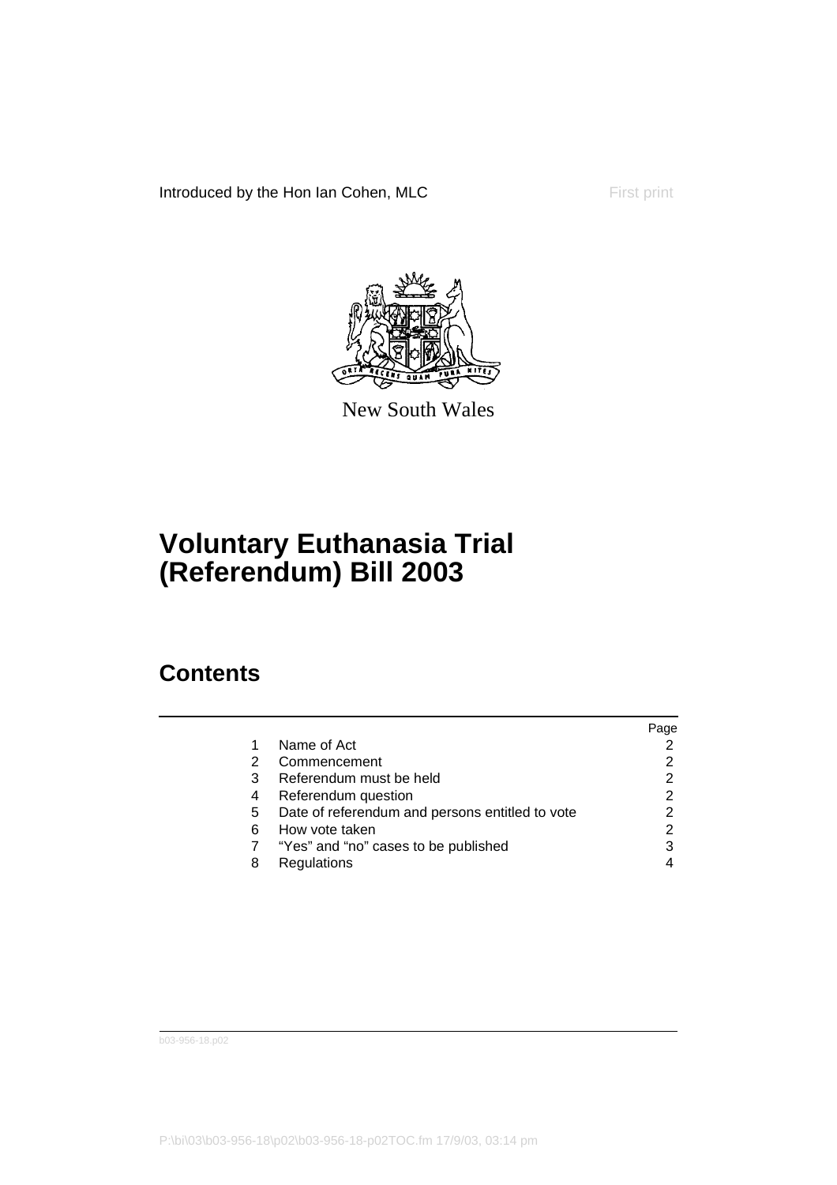Introduced by the Hon Ian Cohen, MLC First print

New South Wales

# Voluntary Euthanasia Trial (Referendum) Bill 2003

## Contents

| | | Page |
|---|---|---|
| 1 | Name of Act | 2 |
| 2 | Commencement | 2 |
| 3 | Referendum must be held | 2 |
| 4 | Referendum question | 2 |
| 5 | Date of referendum and persons entitled to vote | 2 |
| 6 | How vote taken | 2 |
| 7 | "Yes" and "no" cases to be published | 3 |
| 8 | Regulations | 4 |

b03-956-18.p02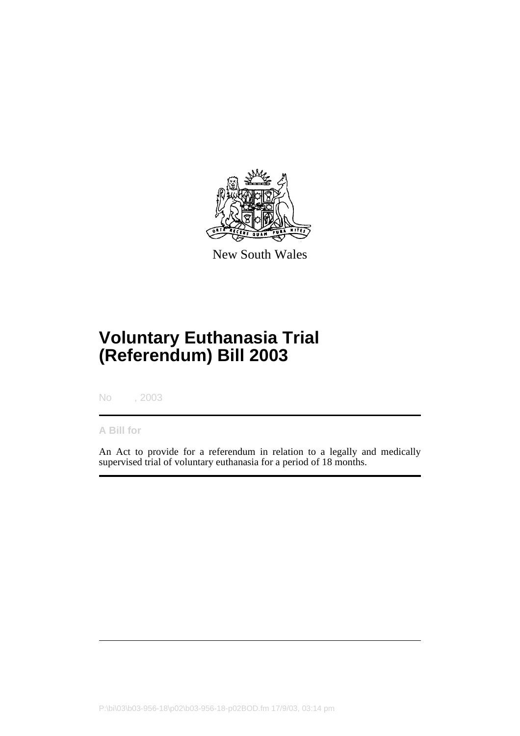New South Wales

# Voluntary Euthanasia Trial (Referendum) Bill 2003

No , 2003

**A Bill for**

An Act to provide for a referendum in relation to a legally and medically supervised trial of voluntary euthanasia for a period of 18 months.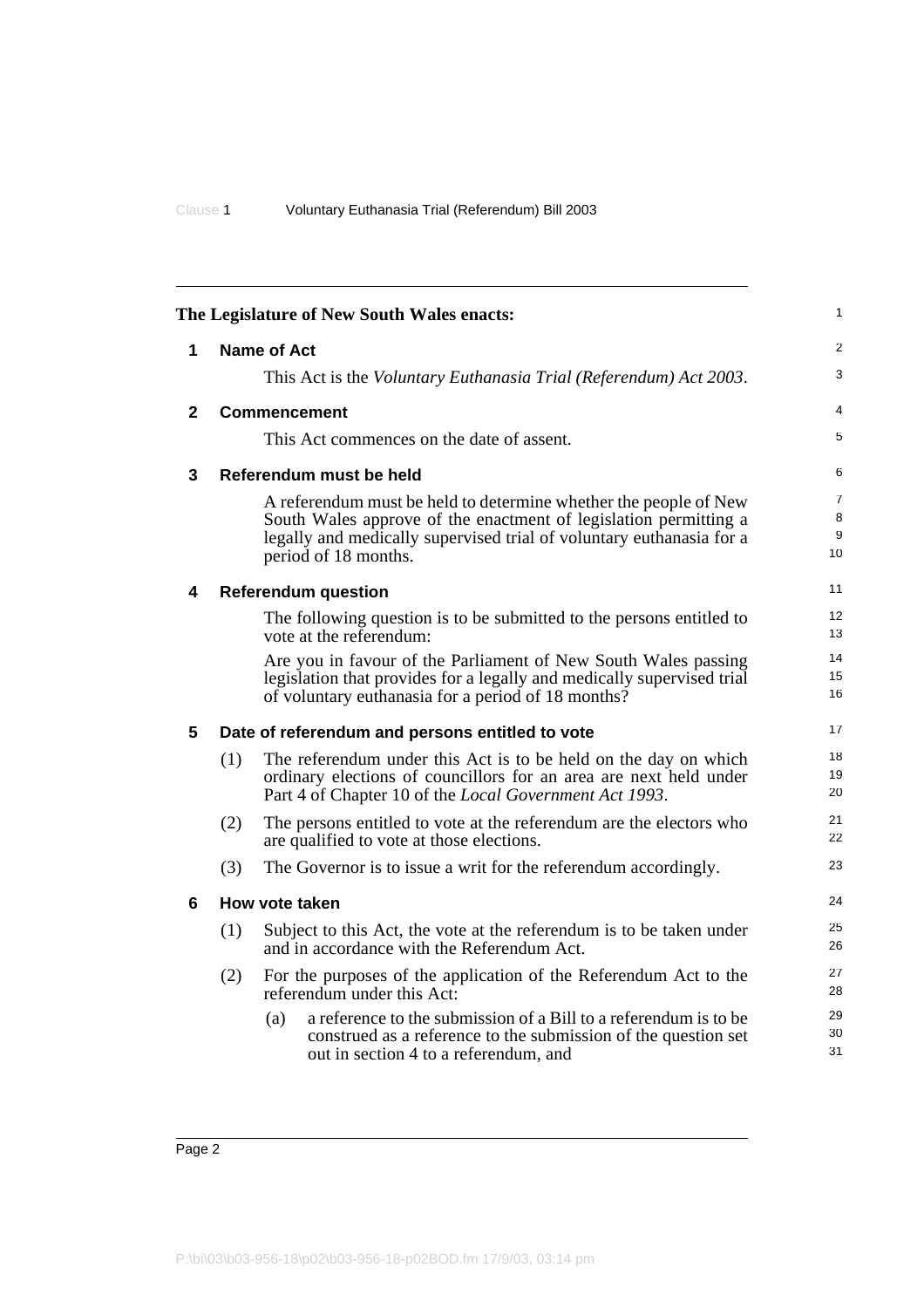The Legislature of New South Wales enacts:

## 1 Name of Act

This Act is the *Voluntary Euthanasia Trial (Referendum) Act 2003*.

## 2 Commencement

This Act commences on the date of assent.

## 3 Referendum must be held

A referendum must be held to determine whether the people of New South Wales approve of the enactment of legislation permitting a legally and medically supervised trial of voluntary euthanasia for a period of 18 months.

## 4 Referendum question

The following question is to be submitted to the persons entitled to vote at the referendum:

Are you in favour of the Parliament of New South Wales passing legislation that provides for a legally and medically supervised trial of voluntary euthanasia for a period of 18 months?

## 5 Date of referendum and persons entitled to vote

(1) The referendum under this Act is to be held on the day on which ordinary elections of councillors for an area are next held under Part 4 of Chapter 10 of the *Local Government Act 1993*.

(2) The persons entitled to vote at the referendum are the electors who are qualified to vote at those elections.

(3) The Governor is to issue a writ for the referendum accordingly.

## 6 How vote taken

(1) Subject to this Act, the vote at the referendum is to be taken under and in accordance with the Referendum Act.

(2) For the purposes of the application of the Referendum Act to the referendum under this Act:

(a) a reference to the submission of a Bill to a referendum is to be construed as a reference to the submission of the question set out in section 4 to a referendum, and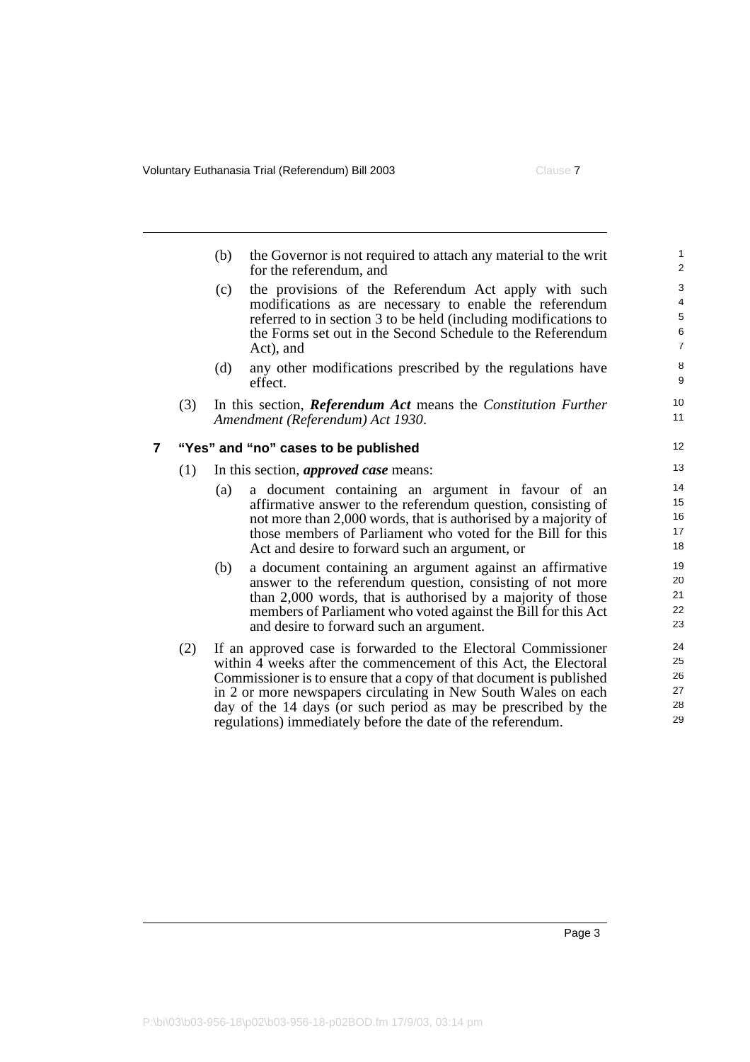(b) the Governor is not required to attach any material to the writ for the referendum, and

(c) the provisions of the Referendum Act apply with such modifications as are necessary to enable the referendum referred to in section 3 to be held (including modifications to the Forms set out in the Second Schedule to the Referendum Act), and

(d) any other modifications prescribed by the regulations have effect.

(3) In this section, ***Referendum Act*** means the *Constitution Further Amendment (Referendum) Act 1930*.

## 7 "Yes" and "no" cases to be published

(1) In this section, ***approved case*** means:

(a) a document containing an argument in favour of an affirmative answer to the referendum question, consisting of not more than 2,000 words, that is authorised by a majority of those members of Parliament who voted for the Bill for this Act and desire to forward such an argument, or

(b) a document containing an argument against an affirmative answer to the referendum question, consisting of not more than 2,000 words, that is authorised by a majority of those members of Parliament who voted against the Bill for this Act and desire to forward such an argument.

(2) If an approved case is forwarded to the Electoral Commissioner within 4 weeks after the commencement of this Act, the Electoral Commissioner is to ensure that a copy of that document is published in 2 or more newspapers circulating in New South Wales on each day of the 14 days (or such period as may be prescribed by the regulations) immediately before the date of the referendum.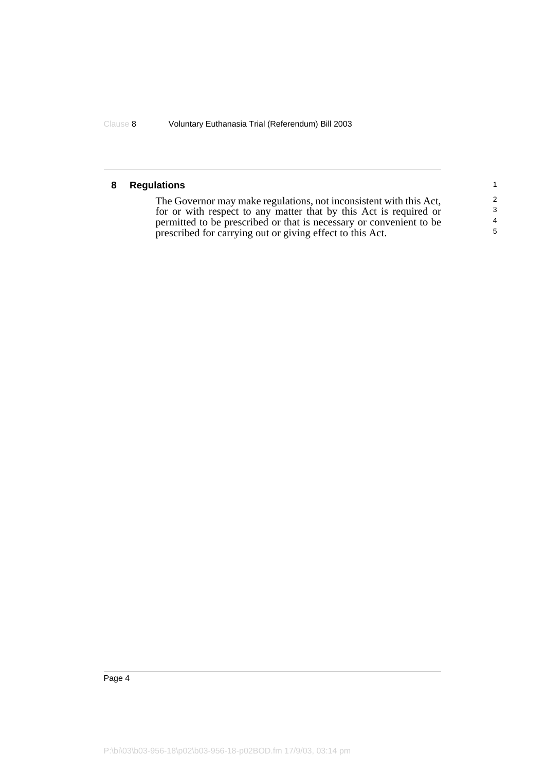## 8 Regulations

The Governor may make regulations, not inconsistent with this Act, for or with respect to any matter that by this Act is required or permitted to be prescribed or that is necessary or convenient to be prescribed for carrying out or giving effect to this Act.